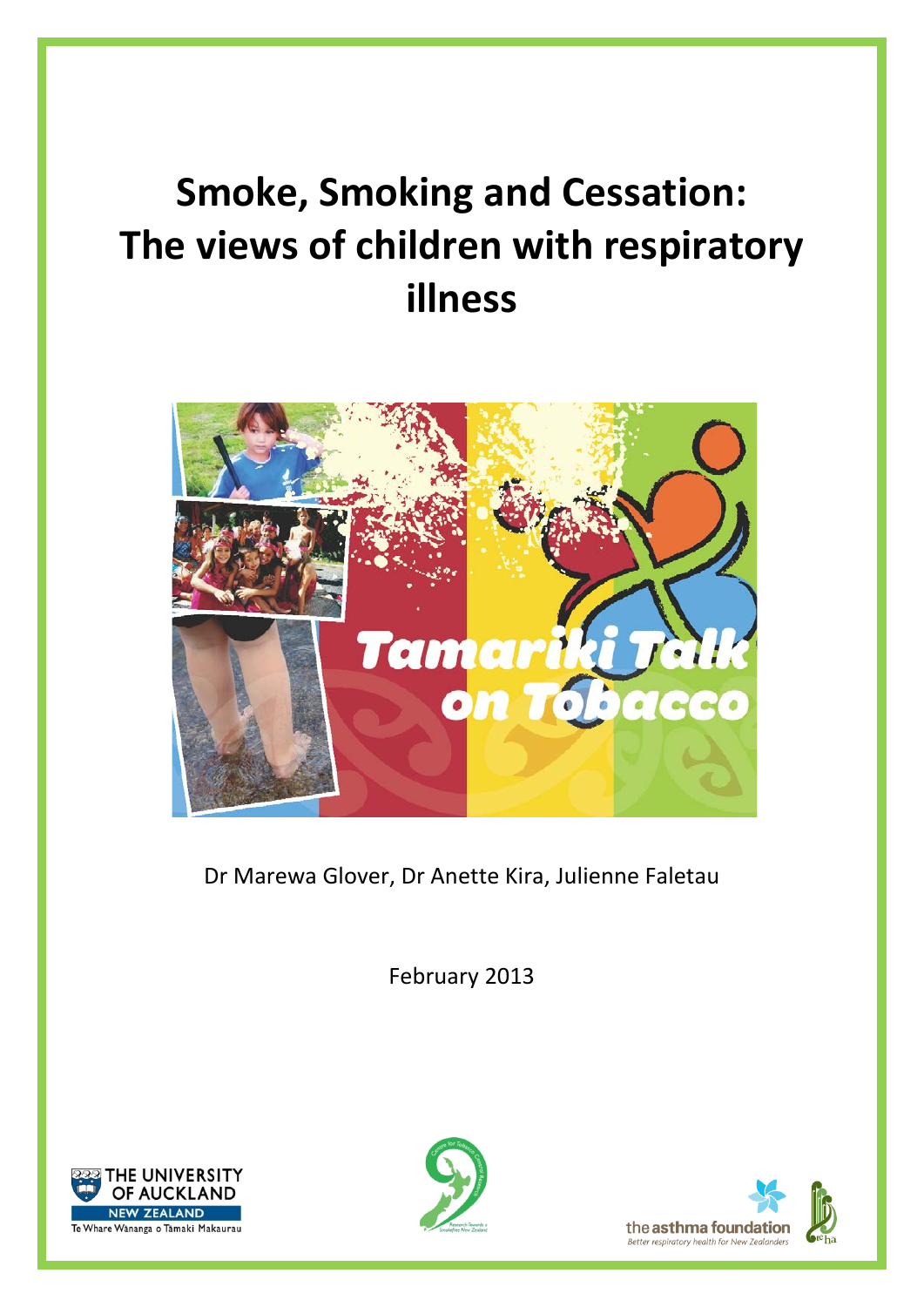# Smoke, Smoking and Cessation: The views of children with respiratory illness

Dr Marewa Glover, Dr Anette Kira, Julienne Faletau

February 2013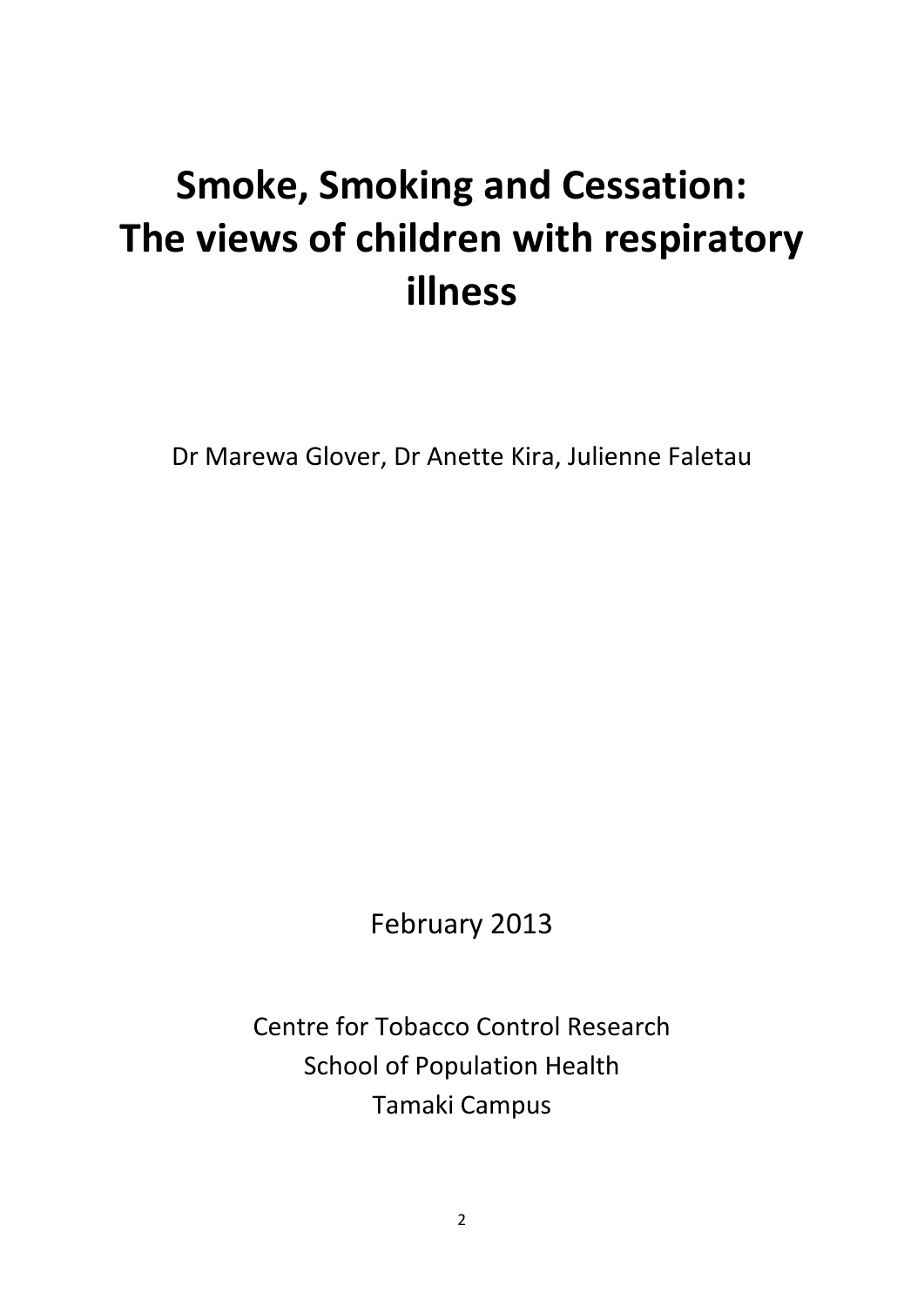# Smoke, Smoking and Cessation: The views of children with respiratory illness

Dr Marewa Glover, Dr Anette Kira, Julienne Faletau

February 2013

Centre for Tobacco Control Research
School of Population Health
Tamaki Campus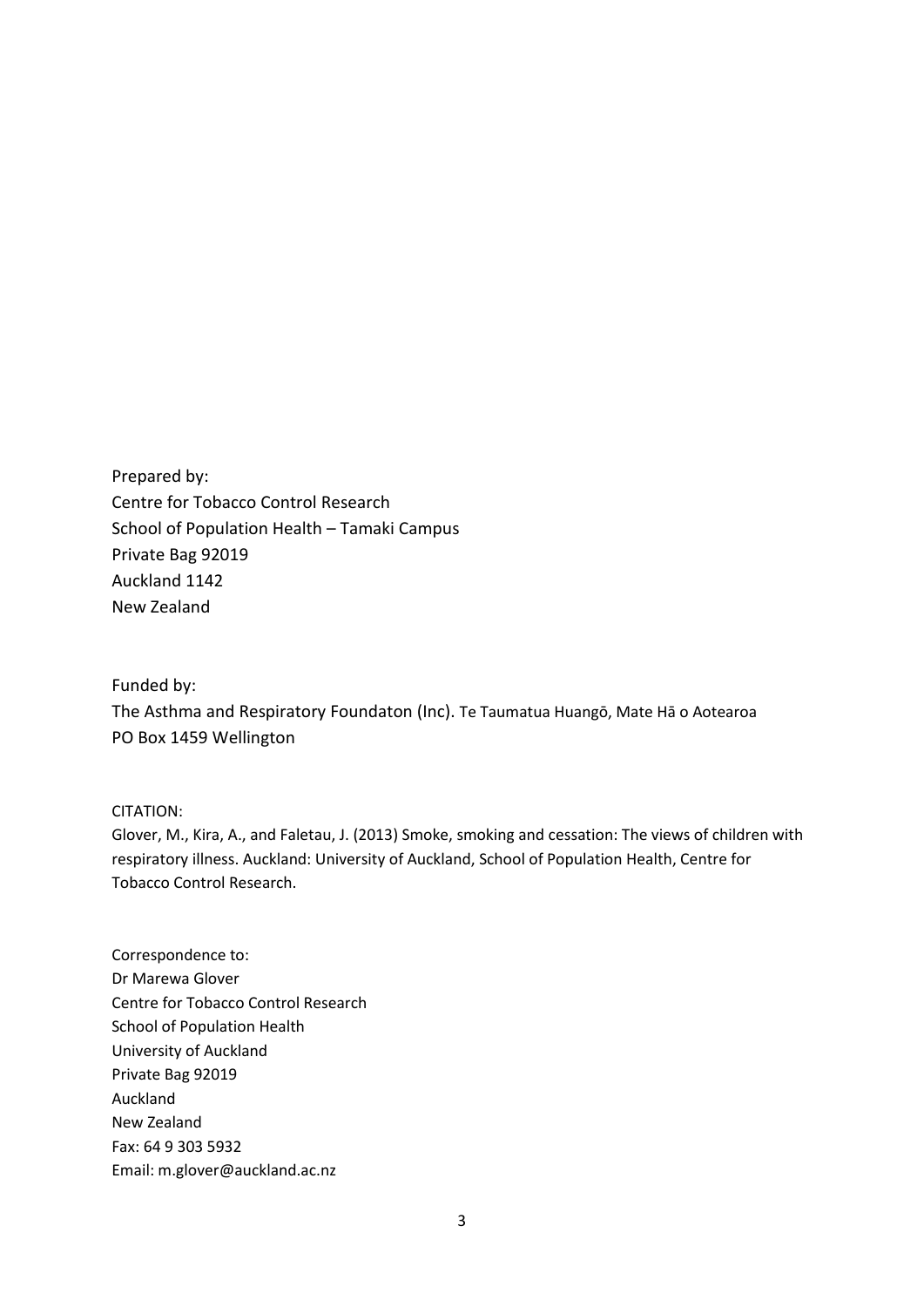Prepared by:
Centre for Tobacco Control Research
School of Population Health – Tamaki Campus
Private Bag 92019
Auckland 1142
New Zealand

Funded by:
The Asthma and Respiratory Foundaton (Inc). Te Taumatua Huangō, Mate Hā o Aotearoa
PO Box 1459 Wellington

CITATION:
Glover, M., Kira, A., and Faletau, J. (2013) Smoke, smoking and cessation: The views of children with respiratory illness. Auckland: University of Auckland, School of Population Health, Centre for Tobacco Control Research.

Correspondence to:
Dr Marewa Glover
Centre for Tobacco Control Research
School of Population Health
University of Auckland
Private Bag 92019
Auckland
New Zealand
Fax: 64 9 303 5932
Email: m.glover@auckland.ac.nz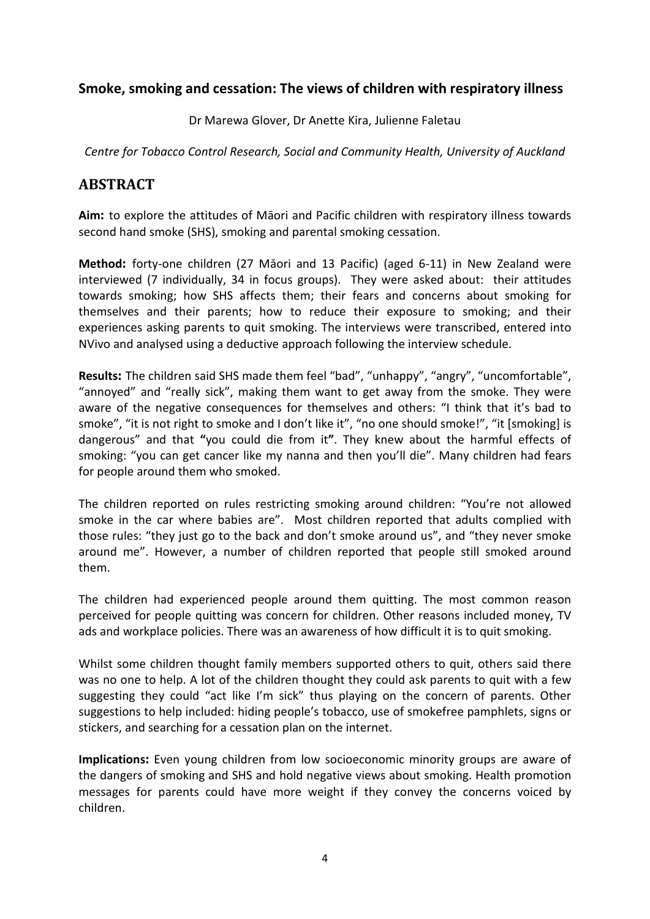## Smoke, smoking and cessation: The views of children with respiratory illness

Dr Marewa Glover, Dr Anette Kira, Julienne Faletau

*Centre for Tobacco Control Research, Social and Community Health, University of Auckland*

# ABSTRACT

**Aim:** to explore the attitudes of Māori and Pacific children with respiratory illness towards second hand smoke (SHS), smoking and parental smoking cessation.

**Method:** forty-one children (27 Māori and 13 Pacific) (aged 6-11) in New Zealand were interviewed (7 individually, 34 in focus groups). They were asked about: their attitudes towards smoking; how SHS affects them; their fears and concerns about smoking for themselves and their parents; how to reduce their exposure to smoking; and their experiences asking parents to quit smoking. The interviews were transcribed, entered into NVivo and analysed using a deductive approach following the interview schedule.

**Results:** The children said SHS made them feel "bad", "unhappy", "angry", "uncomfortable", "annoyed" and "really sick", making them want to get away from the smoke. They were aware of the negative consequences for themselves and others: "I think that it's bad to smoke", "it is not right to smoke and I don't like it", "no one should smoke!", "it [smoking] is dangerous" and that **"**you could die from it**"**. They knew about the harmful effects of smoking: "you can get cancer like my nanna and then you'll die". Many children had fears for people around them who smoked.

The children reported on rules restricting smoking around children: "You're not allowed smoke in the car where babies are". Most children reported that adults complied with those rules: "they just go to the back and don't smoke around us", and "they never smoke around me". However, a number of children reported that people still smoked around them.

The children had experienced people around them quitting. The most common reason perceived for people quitting was concern for children. Other reasons included money, TV ads and workplace policies. There was an awareness of how difficult it is to quit smoking.

Whilst some children thought family members supported others to quit, others said there was no one to help. A lot of the children thought they could ask parents to quit with a few suggesting they could "act like I'm sick" thus playing on the concern of parents. Other suggestions to help included: hiding people's tobacco, use of smokefree pamphlets, signs or stickers, and searching for a cessation plan on the internet.

**Implications:** Even young children from low socioeconomic minority groups are aware of the dangers of smoking and SHS and hold negative views about smoking. Health promotion messages for parents could have more weight if they convey the concerns voiced by children.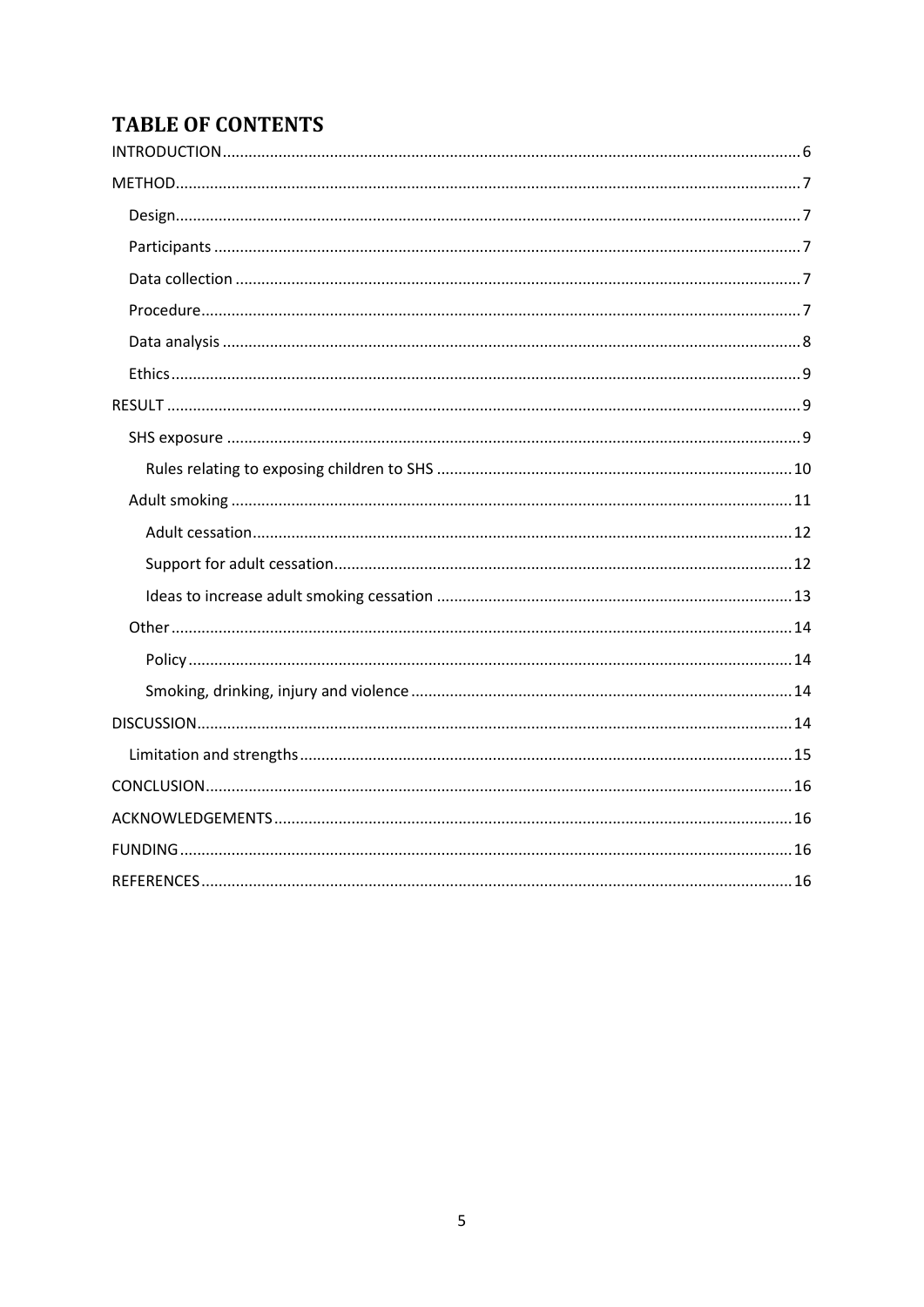# TABLE OF CONTENTS

INTRODUCTION ... 6

METHOD ... 7

- Design ... 7
- Participants ... 7
- Data collection ... 7
- Procedure ... 7
- Data analysis ... 8
- Ethics ... 9

RESULT ... 9

- SHS exposure ... 9
  - Rules relating to exposing children to SHS ... 10
- Adult smoking ... 11
  - Adult cessation ... 12
  - Support for adult cessation ... 12
  - Ideas to increase adult smoking cessation ... 13
- Other ... 14
  - Policy ... 14
  - Smoking, drinking, injury and violence ... 14

DISCUSSION ... 14

- Limitation and strengths ... 15

CONCLUSION ... 16

ACKNOWLEDGEMENTS ... 16

FUNDING ... 16

REFERENCES ... 16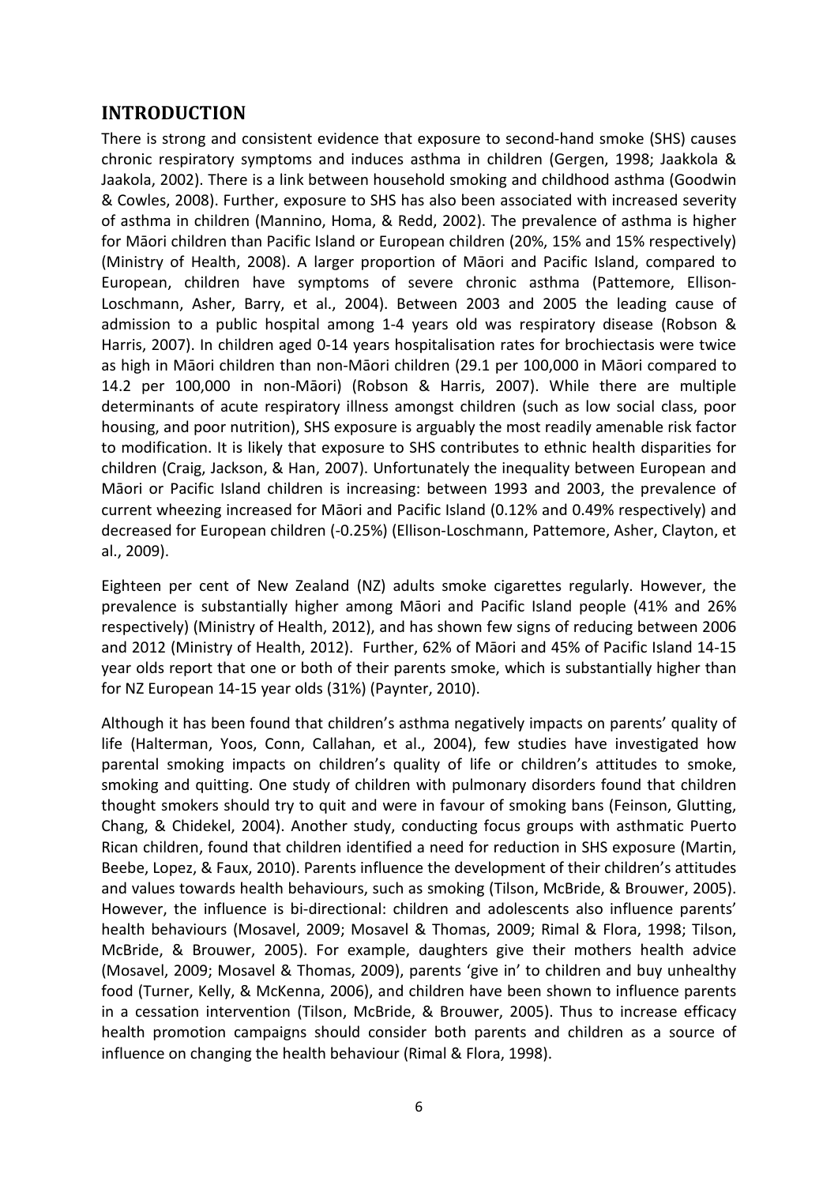## INTRODUCTION

There is strong and consistent evidence that exposure to second-hand smoke (SHS) causes chronic respiratory symptoms and induces asthma in children (Gergen, 1998; Jaakkola & Jaakola, 2002). There is a link between household smoking and childhood asthma (Goodwin & Cowles, 2008). Further, exposure to SHS has also been associated with increased severity of asthma in children (Mannino, Homa, & Redd, 2002). The prevalence of asthma is higher for Māori children than Pacific Island or European children (20%, 15% and 15% respectively) (Ministry of Health, 2008). A larger proportion of Māori and Pacific Island, compared to European, children have symptoms of severe chronic asthma (Pattemore, Ellison-Loschmann, Asher, Barry, et al., 2004). Between 2003 and 2005 the leading cause of admission to a public hospital among 1-4 years old was respiratory disease (Robson & Harris, 2007). In children aged 0-14 years hospitalisation rates for brochiectasis were twice as high in Māori children than non-Māori children (29.1 per 100,000 in Māori compared to 14.2 per 100,000 in non-Māori) (Robson & Harris, 2007). While there are multiple determinants of acute respiratory illness amongst children (such as low social class, poor housing, and poor nutrition), SHS exposure is arguably the most readily amenable risk factor to modification. It is likely that exposure to SHS contributes to ethnic health disparities for children (Craig, Jackson, & Han, 2007). Unfortunately the inequality between European and Māori or Pacific Island children is increasing: between 1993 and 2003, the prevalence of current wheezing increased for Māori and Pacific Island (0.12% and 0.49% respectively) and decreased for European children (-0.25%) (Ellison-Loschmann, Pattemore, Asher, Clayton, et al., 2009).

Eighteen per cent of New Zealand (NZ) adults smoke cigarettes regularly. However, the prevalence is substantially higher among Māori and Pacific Island people (41% and 26% respectively) (Ministry of Health, 2012), and has shown few signs of reducing between 2006 and 2012 (Ministry of Health, 2012). Further, 62% of Māori and 45% of Pacific Island 14-15 year olds report that one or both of their parents smoke, which is substantially higher than for NZ European 14-15 year olds (31%) (Paynter, 2010).

Although it has been found that children's asthma negatively impacts on parents' quality of life (Halterman, Yoos, Conn, Callahan, et al., 2004), few studies have investigated how parental smoking impacts on children's quality of life or children's attitudes to smoke, smoking and quitting. One study of children with pulmonary disorders found that children thought smokers should try to quit and were in favour of smoking bans (Feinson, Glutting, Chang, & Chidekel, 2004). Another study, conducting focus groups with asthmatic Puerto Rican children, found that children identified a need for reduction in SHS exposure (Martin, Beebe, Lopez, & Faux, 2010). Parents influence the development of their children's attitudes and values towards health behaviours, such as smoking (Tilson, McBride, & Brouwer, 2005). However, the influence is bi-directional: children and adolescents also influence parents' health behaviours (Mosavel, 2009; Mosavel & Thomas, 2009; Rimal & Flora, 1998; Tilson, McBride, & Brouwer, 2005). For example, daughters give their mothers health advice (Mosavel, 2009; Mosavel & Thomas, 2009), parents 'give in' to children and buy unhealthy food (Turner, Kelly, & McKenna, 2006), and children have been shown to influence parents in a cessation intervention (Tilson, McBride, & Brouwer, 2005). Thus to increase efficacy health promotion campaigns should consider both parents and children as a source of influence on changing the health behaviour (Rimal & Flora, 1998).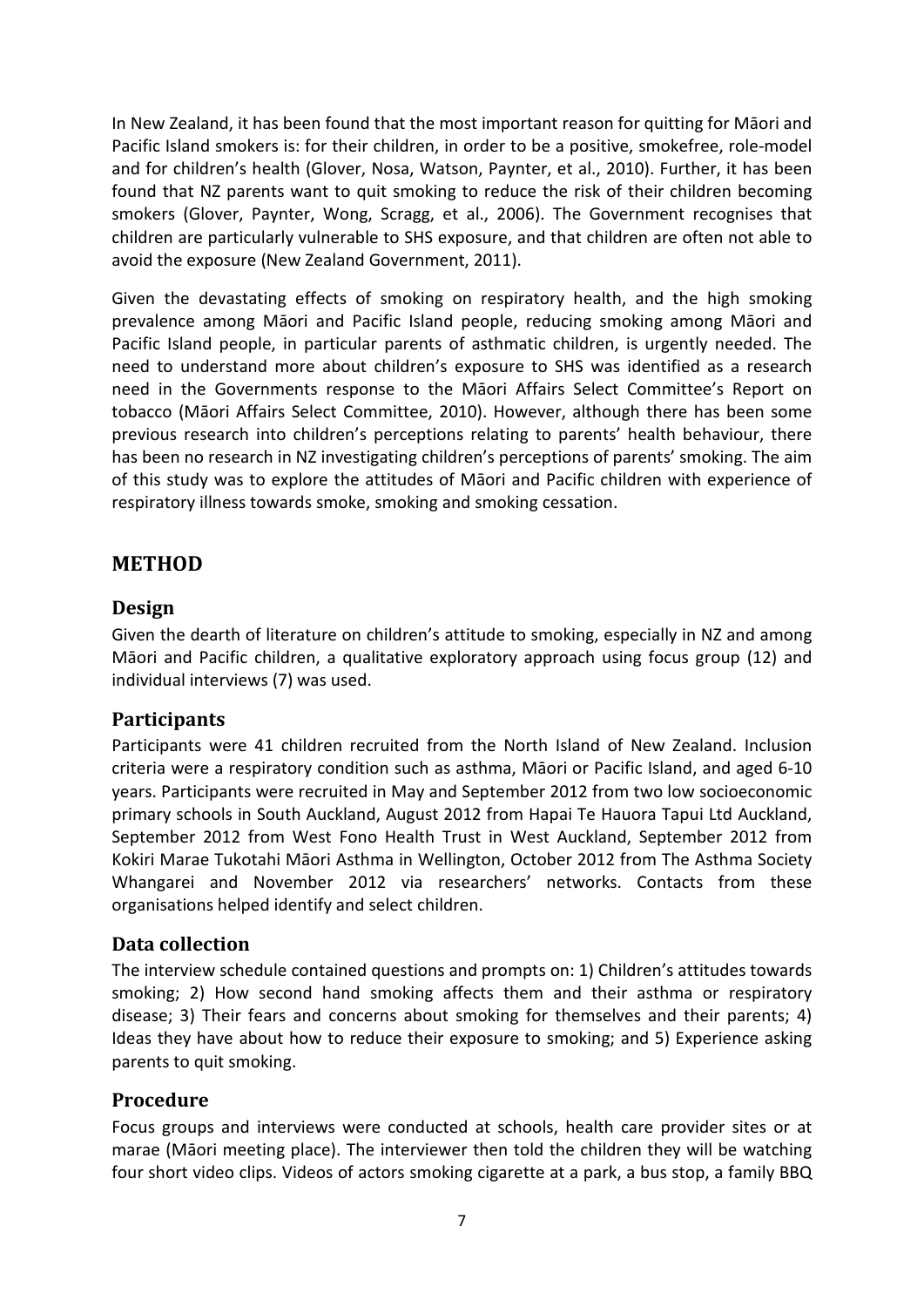In New Zealand, it has been found that the most important reason for quitting for Māori and Pacific Island smokers is: for their children, in order to be a positive, smokefree, role-model and for children's health (Glover, Nosa, Watson, Paynter, et al., 2010). Further, it has been found that NZ parents want to quit smoking to reduce the risk of their children becoming smokers (Glover, Paynter, Wong, Scragg, et al., 2006). The Government recognises that children are particularly vulnerable to SHS exposure, and that children are often not able to avoid the exposure (New Zealand Government, 2011).

Given the devastating effects of smoking on respiratory health, and the high smoking prevalence among Māori and Pacific Island people, reducing smoking among Māori and Pacific Island people, in particular parents of asthmatic children, is urgently needed. The need to understand more about children's exposure to SHS was identified as a research need in the Governments response to the Māori Affairs Select Committee's Report on tobacco (Māori Affairs Select Committee, 2010). However, although there has been some previous research into children's perceptions relating to parents' health behaviour, there has been no research in NZ investigating children's perceptions of parents' smoking. The aim of this study was to explore the attitudes of Māori and Pacific children with experience of respiratory illness towards smoke, smoking and smoking cessation.

# METHOD

## Design

Given the dearth of literature on children's attitude to smoking, especially in NZ and among Māori and Pacific children, a qualitative exploratory approach using focus group (12) and individual interviews (7) was used.

## Participants

Participants were 41 children recruited from the North Island of New Zealand. Inclusion criteria were a respiratory condition such as asthma, Māori or Pacific Island, and aged 6-10 years. Participants were recruited in May and September 2012 from two low socioeconomic primary schools in South Auckland, August 2012 from Hapai Te Hauora Tapui Ltd Auckland, September 2012 from West Fono Health Trust in West Auckland, September 2012 from Kokiri Marae Tukotahi Māori Asthma in Wellington, October 2012 from The Asthma Society Whangarei and November 2012 via researchers' networks. Contacts from these organisations helped identify and select children.

## Data collection

The interview schedule contained questions and prompts on: 1) Children's attitudes towards smoking; 2) How second hand smoking affects them and their asthma or respiratory disease; 3) Their fears and concerns about smoking for themselves and their parents; 4) Ideas they have about how to reduce their exposure to smoking; and 5) Experience asking parents to quit smoking.

## Procedure

Focus groups and interviews were conducted at schools, health care provider sites or at marae (Māori meeting place). The interviewer then told the children they will be watching four short video clips. Videos of actors smoking cigarette at a park, a bus stop, a family BBQ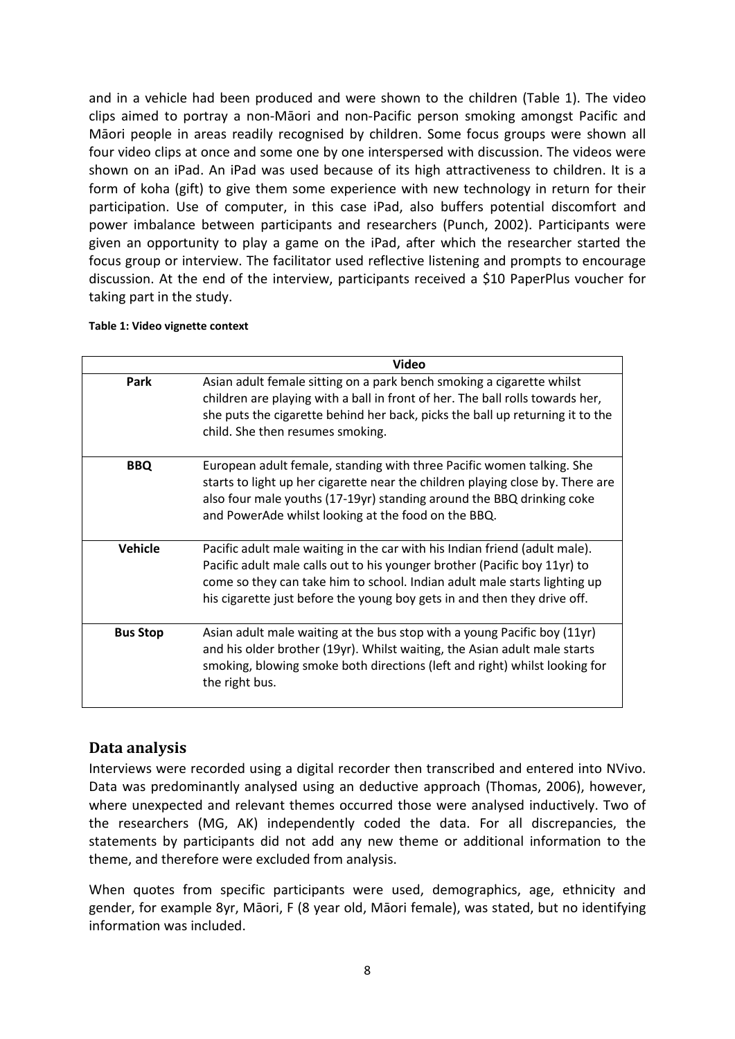and in a vehicle had been produced and were shown to the children (Table 1). The video clips aimed to portray a non-Māori and non-Pacific person smoking amongst Pacific and Māori people in areas readily recognised by children. Some focus groups were shown all four video clips at once and some one by one interspersed with discussion. The videos were shown on an iPad. An iPad was used because of its high attractiveness to children. It is a form of koha (gift) to give them some experience with new technology in return for their participation. Use of computer, in this case iPad, also buffers potential discomfort and power imbalance between participants and researchers (Punch, 2002). Participants were given an opportunity to play a game on the iPad, after which the researcher started the focus group or interview. The facilitator used reflective listening and prompts to encourage discussion. At the end of the interview, participants received a $10 PaperPlus voucher for taking part in the study.

**Table 1: Video vignette context**

| | Video |
|---|---|
| **Park** | Asian adult female sitting on a park bench smoking a cigarette whilst children are playing with a ball in front of her. The ball rolls towards her, she puts the cigarette behind her back, picks the ball up returning it to the child. She then resumes smoking. |
| **BBQ** | European adult female, standing with three Pacific women talking. She starts to light up her cigarette near the children playing close by. There are also four male youths (17-19yr) standing around the BBQ drinking coke and PowerAde whilst looking at the food on the BBQ. |
| **Vehicle** | Pacific adult male waiting in the car with his Indian friend (adult male). Pacific adult male calls out to his younger brother (Pacific boy 11yr) to come so they can take him to school. Indian adult male starts lighting up his cigarette just before the young boy gets in and then they drive off. |
| **Bus Stop** | Asian adult male waiting at the bus stop with a young Pacific boy (11yr) and his older brother (19yr). Whilst waiting, the Asian adult male starts smoking, blowing smoke both directions (left and right) whilst looking for the right bus. |

## Data analysis

Interviews were recorded using a digital recorder then transcribed and entered into NVivo. Data was predominantly analysed using an deductive approach (Thomas, 2006), however, where unexpected and relevant themes occurred those were analysed inductively. Two of the researchers (MG, AK) independently coded the data. For all discrepancies, the statements by participants did not add any new theme or additional information to the theme, and therefore were excluded from analysis.

When quotes from specific participants were used, demographics, age, ethnicity and gender, for example 8yr, Māori, F (8 year old, Māori female), was stated, but no identifying information was included.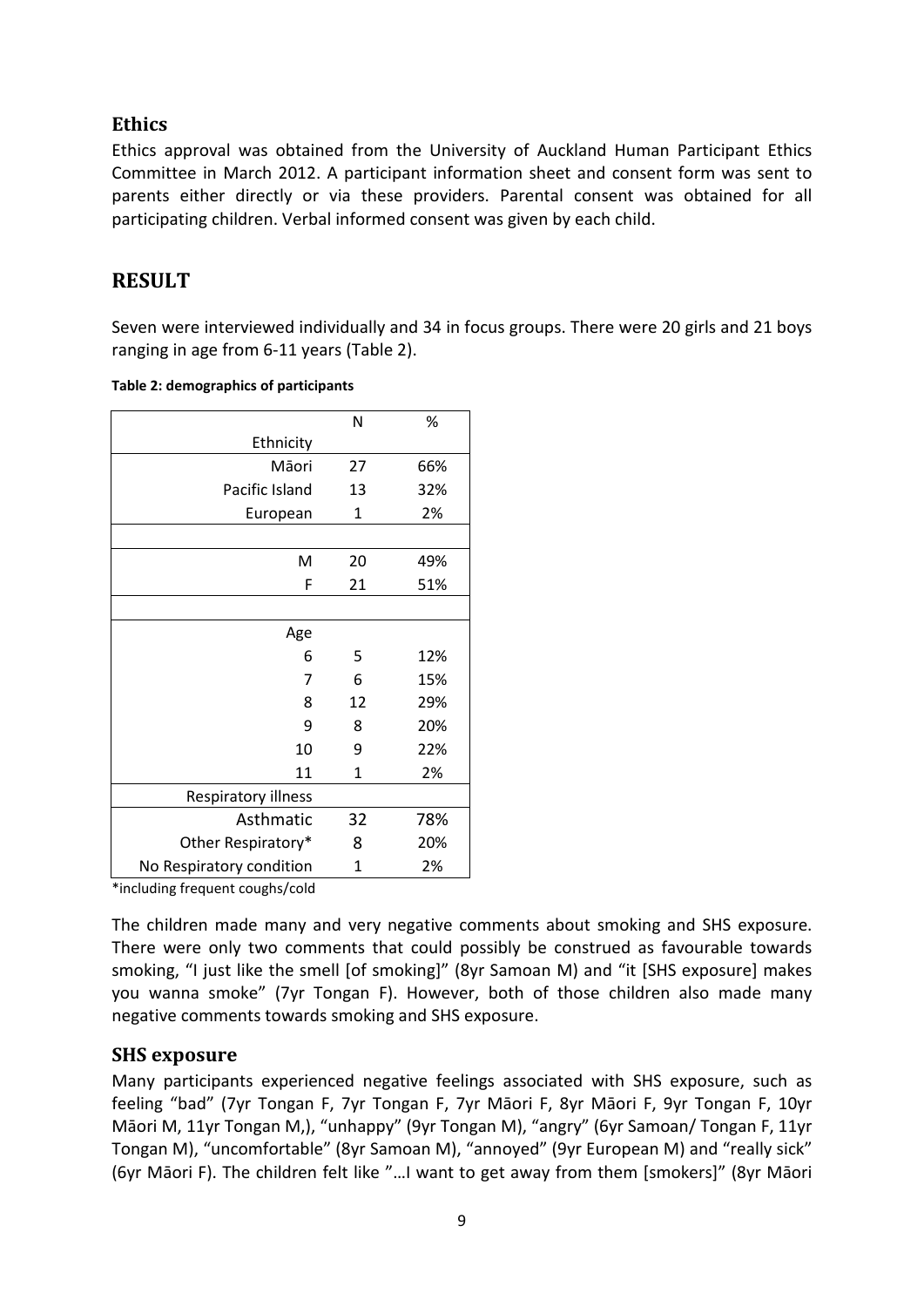## Ethics

Ethics approval was obtained from the University of Auckland Human Participant Ethics Committee in March 2012. A participant information sheet and consent form was sent to parents either directly or via these providers. Parental consent was obtained for all participating children. Verbal informed consent was given by each child.

# RESULT

Seven were interviewed individually and 34 in focus groups. There were 20 girls and 21 boys ranging in age from 6-11 years (Table 2).

**Table 2: demographics of participants**

| | N | % |
|---|---|---|
| Ethnicity | | |
| Māori | 27 | 66% |
| Pacific Island | 13 | 32% |
| European | 1 | 2% |
| | | |
| M | 20 | 49% |
| F | 21 | 51% |
| | | |
| Age | | |
| 6 | 5 | 12% |
| 7 | 6 | 15% |
| 8 | 12 | 29% |
| 9 | 8 | 20% |
| 10 | 9 | 22% |
| 11 | 1 | 2% |
| Respiratory illness | | |
| Asthmatic | 32 | 78% |
| Other Respiratory* | 8 | 20% |
| No Respiratory condition | 1 | 2% |

*including frequent coughs/cold

The children made many and very negative comments about smoking and SHS exposure. There were only two comments that could possibly be construed as favourable towards smoking, "I just like the smell [of smoking]" (8yr Samoan M) and "it [SHS exposure] makes you wanna smoke" (7yr Tongan F). However, both of those children also made many negative comments towards smoking and SHS exposure.

## SHS exposure

Many participants experienced negative feelings associated with SHS exposure, such as feeling "bad" (7yr Tongan F, 7yr Tongan F, 7yr Māori F, 8yr Māori F, 9yr Tongan F, 10yr Māori M, 11yr Tongan M,), "unhappy" (9yr Tongan M), "angry" (6yr Samoan/ Tongan F, 11yr Tongan M), "uncomfortable" (8yr Samoan M), "annoyed" (9yr European M) and "really sick" (6yr Māori F). The children felt like "…I want to get away from them [smokers]" (8yr Māori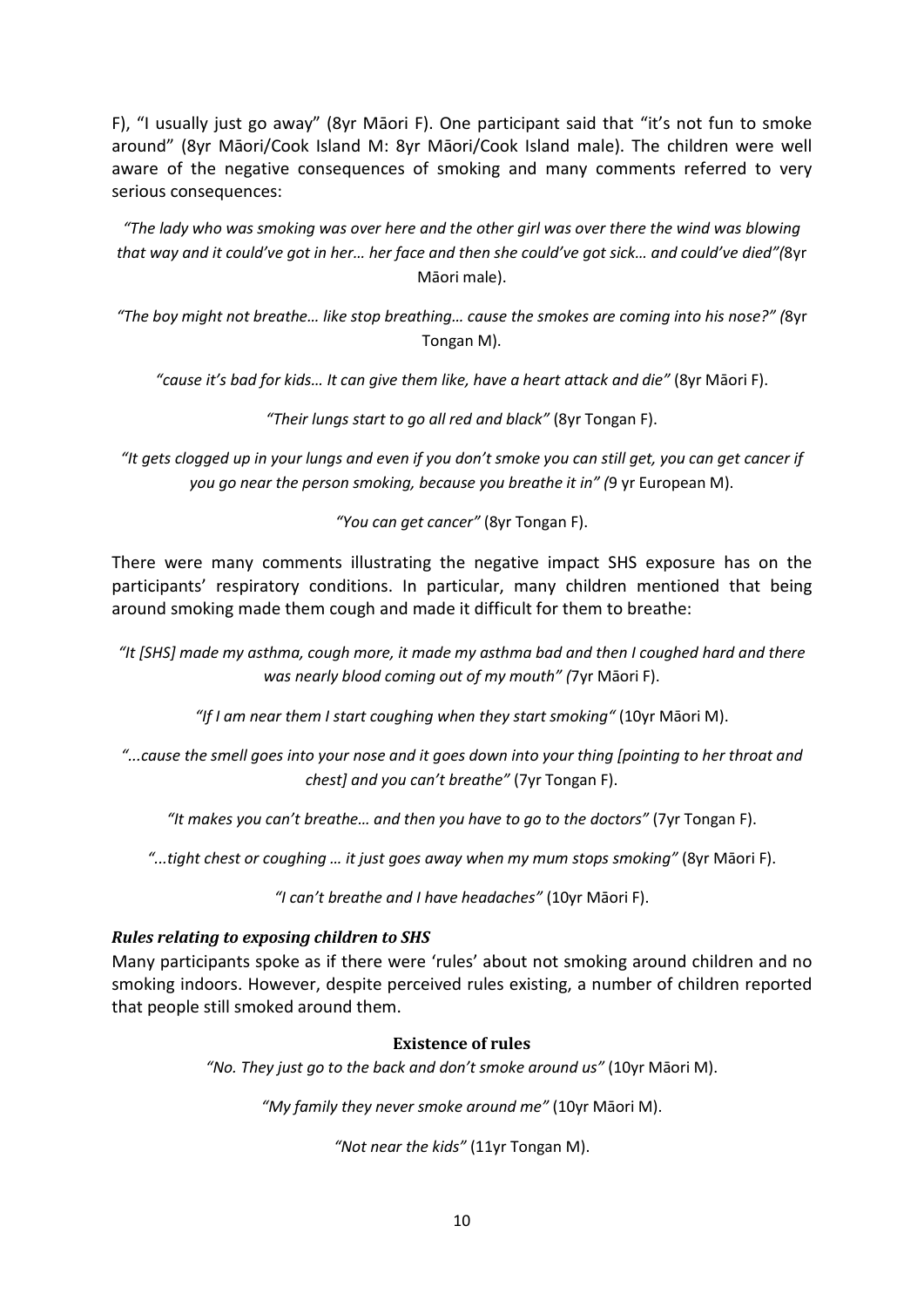F), "I usually just go away" (8yr Māori F). One participant said that "it's not fun to smoke around" (8yr Māori/Cook Island M: 8yr Māori/Cook Island male). The children were well aware of the negative consequences of smoking and many comments referred to very serious consequences:

*"The lady who was smoking was over here and the other girl was over there the wind was blowing that way and it could've got in her… her face and then she could've got sick… and could've died"(*8yr Māori male).

*"The boy might not breathe… like stop breathing… cause the smokes are coming into his nose?" (*8yr Tongan M).

*"cause it's bad for kids… It can give them like, have a heart attack and die"* (8yr Māori F).

*"Their lungs start to go all red and black"* (8yr Tongan F).

*"It gets clogged up in your lungs and even if you don't smoke you can still get, you can get cancer if you go near the person smoking, because you breathe it in" (*9 yr European M).

*"You can get cancer"* (8yr Tongan F).

There were many comments illustrating the negative impact SHS exposure has on the participants' respiratory conditions. In particular, many children mentioned that being around smoking made them cough and made it difficult for them to breathe:

*"It [SHS] made my asthma, cough more, it made my asthma bad and then I coughed hard and there was nearly blood coming out of my mouth" (*7yr Māori F).

*"If I am near them I start coughing when they start smoking"* (10yr Māori M).

*"...cause the smell goes into your nose and it goes down into your thing [pointing to her throat and chest] and you can't breathe"* (7yr Tongan F).

*"It makes you can't breathe… and then you have to go to the doctors"* (7yr Tongan F).

*"...tight chest or coughing … it just goes away when my mum stops smoking"* (8yr Māori F).

*"I can't breathe and I have headaches"* (10yr Māori F).

### *Rules relating to exposing children to SHS*

Many participants spoke as if there were 'rules' about not smoking around children and no smoking indoors. However, despite perceived rules existing, a number of children reported that people still smoked around them.

#### Existence of rules

*"No. They just go to the back and don't smoke around us"* (10yr Māori M).

*"My family they never smoke around me"* (10yr Māori M).

*"Not near the kids"* (11yr Tongan M).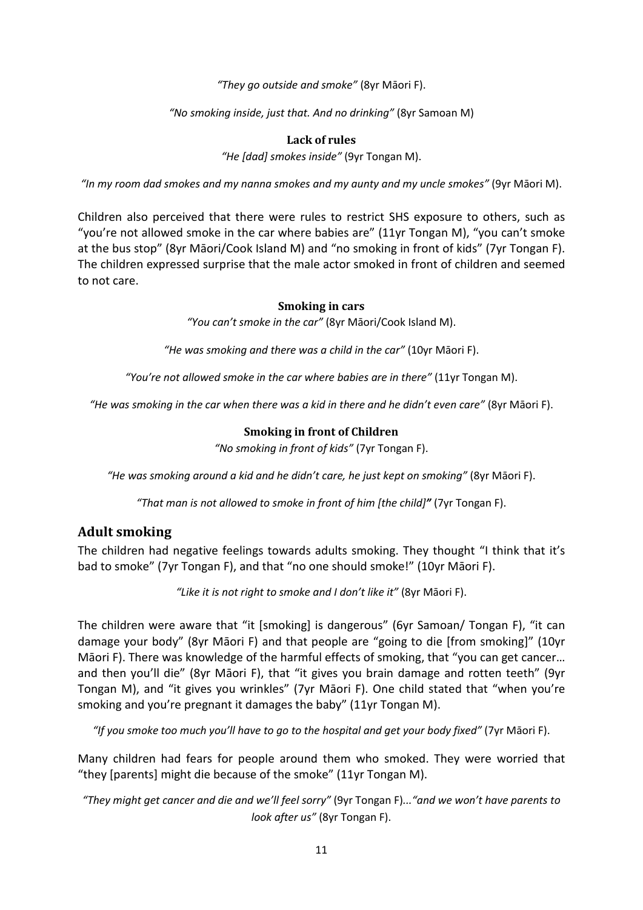*"They go outside and smoke"* (8yr Māori F).

*"No smoking inside, just that. And no drinking"* (8yr Samoan M)

**Lack of rules**

*"He [dad] smokes inside"* (9yr Tongan M).

*"In my room dad smokes and my nanna smokes and my aunty and my uncle smokes"* (9yr Māori M).

Children also perceived that there were rules to restrict SHS exposure to others, such as "you're not allowed smoke in the car where babies are" (11yr Tongan M), "you can't smoke at the bus stop" (8yr Māori/Cook Island M) and "no smoking in front of kids" (7yr Tongan F). The children expressed surprise that the male actor smoked in front of children and seemed to not care.

**Smoking in cars**

*"You can't smoke in the car"* (8yr Māori/Cook Island M).

*"He was smoking and there was a child in the car"* (10yr Māori F).

*"You're not allowed smoke in the car where babies are in there"* (11yr Tongan M).

*"He was smoking in the car when there was a kid in there and he didn't even care"* (8yr Māori F).

**Smoking in front of Children**

*"No smoking in front of kids"* (7yr Tongan F).

*"He was smoking around a kid and he didn't care, he just kept on smoking"* (8yr Māori F).

*"That man is not allowed to smoke in front of him [the child]"* (7yr Tongan F).

## Adult smoking

The children had negative feelings towards adults smoking. They thought "I think that it's bad to smoke" (7yr Tongan F), and that "no one should smoke!" (10yr Māori F).

*"Like it is not right to smoke and I don't like it"* (8yr Māori F).

The children were aware that "it [smoking] is dangerous" (6yr Samoan/ Tongan F), "it can damage your body" (8yr Māori F) and that people are "going to die [from smoking]" (10yr Māori F). There was knowledge of the harmful effects of smoking, that "you can get cancer… and then you'll die" (8yr Māori F), that "it gives you brain damage and rotten teeth" (9yr Tongan M), and "it gives you wrinkles" (7yr Māori F). One child stated that "when you're smoking and you're pregnant it damages the baby" (11yr Tongan M).

*"If you smoke too much you'll have to go to the hospital and get your body fixed"* (7yr Māori F).

Many children had fears for people around them who smoked. They were worried that "they [parents] might die because of the smoke" (11yr Tongan M).

*"They might get cancer and die and we'll feel sorry"* (9yr Tongan F)…*"and we won't have parents to look after us"* (8yr Tongan F).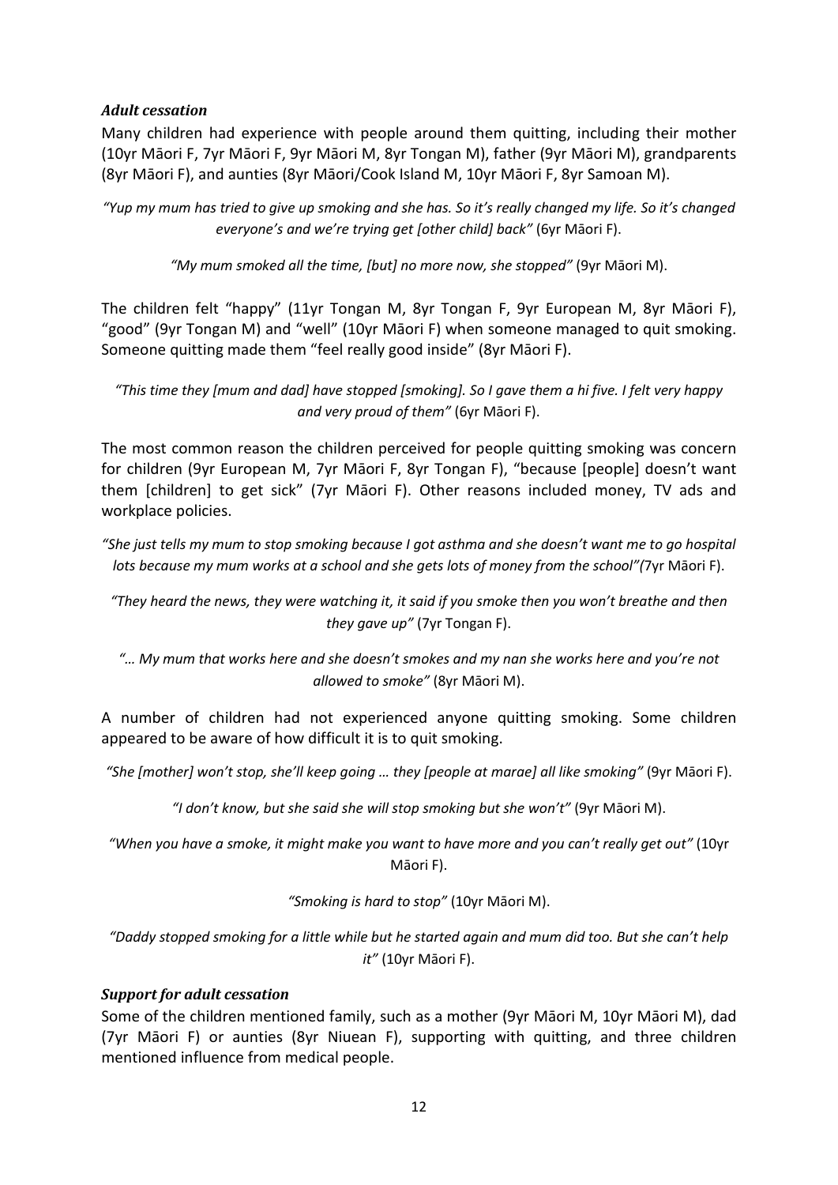### *Adult cessation*

Many children had experience with people around them quitting, including their mother (10yr Māori F, 7yr Māori F, 9yr Māori M, 8yr Tongan M), father (9yr Māori M), grandparents (8yr Māori F), and aunties (8yr Māori/Cook Island M, 10yr Māori F, 8yr Samoan M).

*"Yup my mum has tried to give up smoking and she has. So it's really changed my life. So it's changed everyone's and we're trying get [other child] back"* (6yr Māori F).

*"My mum smoked all the time, [but] no more now, she stopped"* (9yr Māori M).

The children felt "happy" (11yr Tongan M, 8yr Tongan F, 9yr European M, 8yr Māori F), "good" (9yr Tongan M) and "well" (10yr Māori F) when someone managed to quit smoking. Someone quitting made them "feel really good inside" (8yr Māori F).

*"This time they [mum and dad] have stopped [smoking]. So I gave them a hi five. I felt very happy and very proud of them"* (6yr Māori F).

The most common reason the children perceived for people quitting smoking was concern for children (9yr European M, 7yr Māori F, 8yr Tongan F), "because [people] doesn't want them [children] to get sick" (7yr Māori F). Other reasons included money, TV ads and workplace policies.

*"She just tells my mum to stop smoking because I got asthma and she doesn't want me to go hospital lots because my mum works at a school and she gets lots of money from the school"*(7yr Māori F).

*"They heard the news, they were watching it, it said if you smoke then you won't breathe and then they gave up"* (7yr Tongan F).

*"… My mum that works here and she doesn't smokes and my nan she works here and you're not allowed to smoke"* (8yr Māori M).

A number of children had not experienced anyone quitting smoking. Some children appeared to be aware of how difficult it is to quit smoking.

*"She [mother] won't stop, she'll keep going … they [people at marae] all like smoking"* (9yr Māori F).

*"I don't know, but she said she will stop smoking but she won't"* (9yr Māori M).

*"When you have a smoke, it might make you want to have more and you can't really get out"* (10yr Māori F).

*"Smoking is hard to stop"* (10yr Māori M).

*"Daddy stopped smoking for a little while but he started again and mum did too. But she can't help it"* (10yr Māori F).

### *Support for adult cessation*

Some of the children mentioned family, such as a mother (9yr Māori M, 10yr Māori M), dad (7yr Māori F) or aunties (8yr Niuean F), supporting with quitting, and three children mentioned influence from medical people.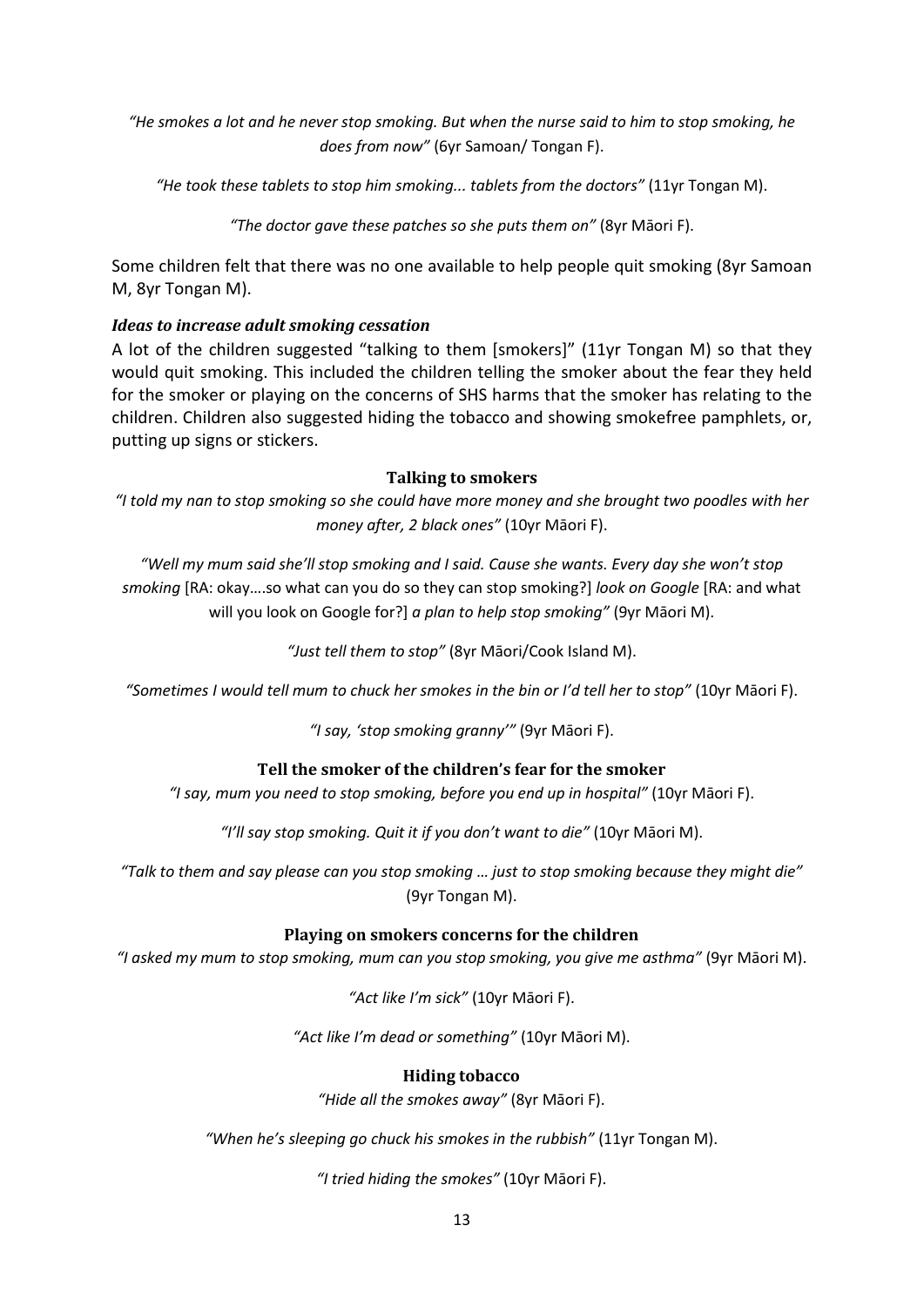*"He smokes a lot and he never stop smoking. But when the nurse said to him to stop smoking, he does from now"* (6yr Samoan/ Tongan F).

*"He took these tablets to stop him smoking... tablets from the doctors"* (11yr Tongan M).

*"The doctor gave these patches so she puts them on"* (8yr Māori F).

Some children felt that there was no one available to help people quit smoking (8yr Samoan M, 8yr Tongan M).

### *Ideas to increase adult smoking cessation*

A lot of the children suggested "talking to them [smokers]" (11yr Tongan M) so that they would quit smoking. This included the children telling the smoker about the fear they held for the smoker or playing on the concerns of SHS harms that the smoker has relating to the children. Children also suggested hiding the tobacco and showing smokefree pamphlets, or, putting up signs or stickers.

#### Talking to smokers

*"I told my nan to stop smoking so she could have more money and she brought two poodles with her money after, 2 black ones"* (10yr Māori F).

*"Well my mum said she'll stop smoking and I said. Cause she wants. Every day she won't stop smoking* [RA: okay….so what can you do so they can stop smoking?] *look on Google* [RA: and what will you look on Google for?] *a plan to help stop smoking"* (9yr Māori M).

*"Just tell them to stop"* (8yr Māori/Cook Island M).

*"Sometimes I would tell mum to chuck her smokes in the bin or I'd tell her to stop"* (10yr Māori F).

*"I say, 'stop smoking granny'"* (9yr Māori F).

#### Tell the smoker of the children's fear for the smoker

*"I say, mum you need to stop smoking, before you end up in hospital"* (10yr Māori F).

*"I'll say stop smoking. Quit it if you don't want to die"* (10yr Māori M).

*"Talk to them and say please can you stop smoking … just to stop smoking because they might die"* (9yr Tongan M).

#### Playing on smokers concerns for the children

*"I asked my mum to stop smoking, mum can you stop smoking, you give me asthma"* (9yr Māori M).

*"Act like I'm sick"* (10yr Māori F).

*"Act like I'm dead or something"* (10yr Māori M).

#### Hiding tobacco

*"Hide all the smokes away"* (8yr Māori F).

*"When he's sleeping go chuck his smokes in the rubbish"* (11yr Tongan M).

*"I tried hiding the smokes"* (10yr Māori F).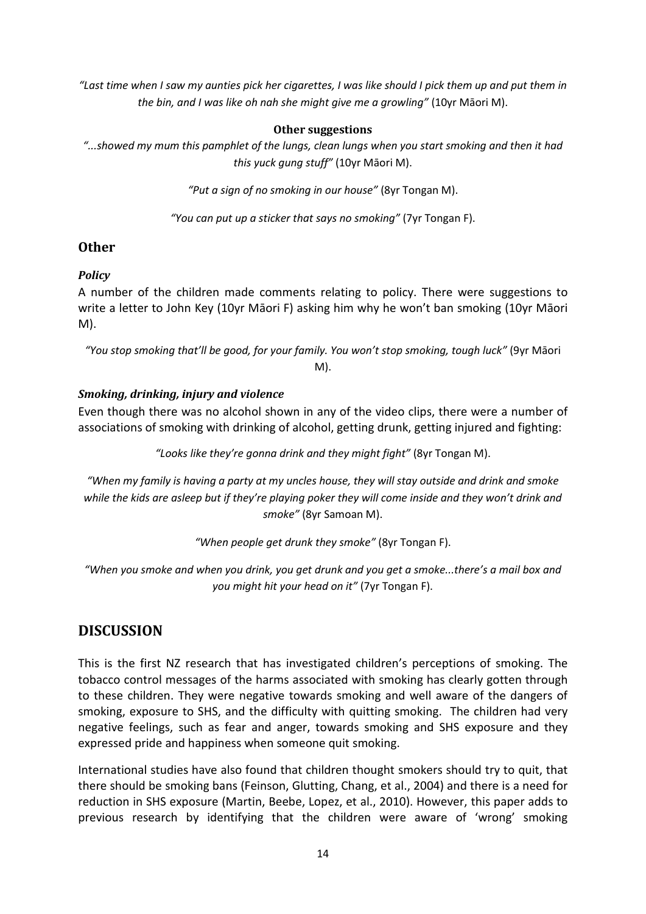*"Last time when I saw my aunties pick her cigarettes, I was like should I pick them up and put them in the bin, and I was like oh nah she might give me a growling"* (10yr Māori M).

**Other suggestions**

*"...showed my mum this pamphlet of the lungs, clean lungs when you start smoking and then it had this yuck gung stuff"* (10yr Māori M).

*"Put a sign of no smoking in our house"* (8yr Tongan M).

*"You can put up a sticker that says no smoking"* (7yr Tongan F).

## Other

### *Policy*

A number of the children made comments relating to policy. There were suggestions to write a letter to John Key (10yr Māori F) asking him why he won't ban smoking (10yr Māori M).

*"You stop smoking that'll be good, for your family. You won't stop smoking, tough luck"* (9yr Māori M).

### *Smoking, drinking, injury and violence*

Even though there was no alcohol shown in any of the video clips, there were a number of associations of smoking with drinking of alcohol, getting drunk, getting injured and fighting:

*"Looks like they're gonna drink and they might fight"* (8yr Tongan M).

*"When my family is having a party at my uncles house, they will stay outside and drink and smoke while the kids are asleep but if they're playing poker they will come inside and they won't drink and smoke"* (8yr Samoan M).

*"When people get drunk they smoke"* (8yr Tongan F).

*"When you smoke and when you drink, you get drunk and you get a smoke...there's a mail box and you might hit your head on it"* (7yr Tongan F).

# DISCUSSION

This is the first NZ research that has investigated children's perceptions of smoking. The tobacco control messages of the harms associated with smoking has clearly gotten through to these children. They were negative towards smoking and well aware of the dangers of smoking, exposure to SHS, and the difficulty with quitting smoking. The children had very negative feelings, such as fear and anger, towards smoking and SHS exposure and they expressed pride and happiness when someone quit smoking.

International studies have also found that children thought smokers should try to quit, that there should be smoking bans (Feinson, Glutting, Chang, et al., 2004) and there is a need for reduction in SHS exposure (Martin, Beebe, Lopez, et al., 2010). However, this paper adds to previous research by identifying that the children were aware of 'wrong' smoking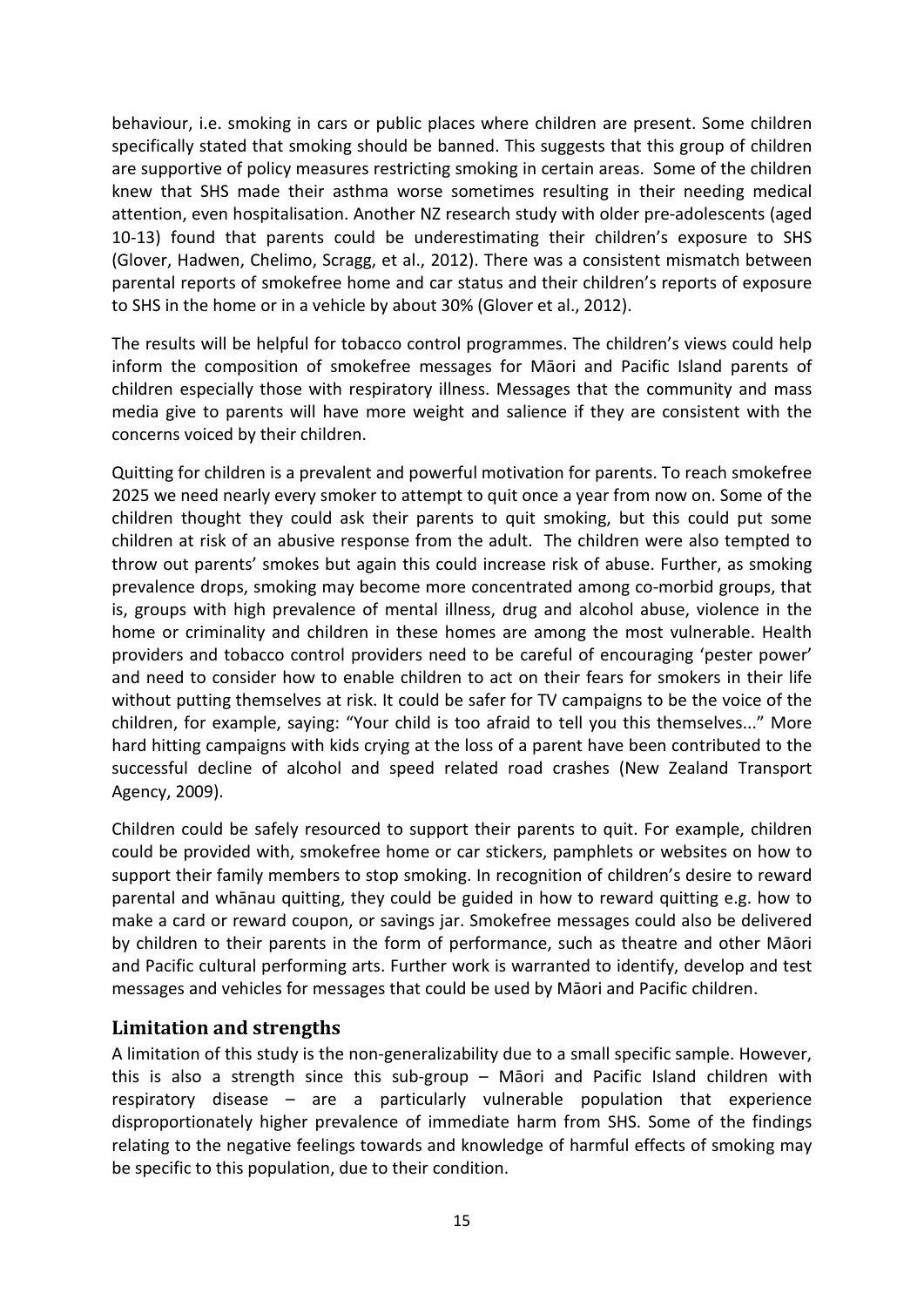behaviour, i.e. smoking in cars or public places where children are present. Some children specifically stated that smoking should be banned. This suggests that this group of children are supportive of policy measures restricting smoking in certain areas. Some of the children knew that SHS made their asthma worse sometimes resulting in their needing medical attention, even hospitalisation. Another NZ research study with older pre-adolescents (aged 10-13) found that parents could be underestimating their children's exposure to SHS (Glover, Hadwen, Chelimo, Scragg, et al., 2012). There was a consistent mismatch between parental reports of smokefree home and car status and their children's reports of exposure to SHS in the home or in a vehicle by about 30% (Glover et al., 2012).

The results will be helpful for tobacco control programmes. The children's views could help inform the composition of smokefree messages for Māori and Pacific Island parents of children especially those with respiratory illness. Messages that the community and mass media give to parents will have more weight and salience if they are consistent with the concerns voiced by their children.

Quitting for children is a prevalent and powerful motivation for parents. To reach smokefree 2025 we need nearly every smoker to attempt to quit once a year from now on. Some of the children thought they could ask their parents to quit smoking, but this could put some children at risk of an abusive response from the adult. The children were also tempted to throw out parents' smokes but again this could increase risk of abuse. Further, as smoking prevalence drops, smoking may become more concentrated among co-morbid groups, that is, groups with high prevalence of mental illness, drug and alcohol abuse, violence in the home or criminality and children in these homes are among the most vulnerable. Health providers and tobacco control providers need to be careful of encouraging 'pester power' and need to consider how to enable children to act on their fears for smokers in their life without putting themselves at risk. It could be safer for TV campaigns to be the voice of the children, for example, saying: "Your child is too afraid to tell you this themselves..." More hard hitting campaigns with kids crying at the loss of a parent have been contributed to the successful decline of alcohol and speed related road crashes (New Zealand Transport Agency, 2009).

Children could be safely resourced to support their parents to quit. For example, children could be provided with, smokefree home or car stickers, pamphlets or websites on how to support their family members to stop smoking. In recognition of children's desire to reward parental and whānau quitting, they could be guided in how to reward quitting e.g. how to make a card or reward coupon, or savings jar. Smokefree messages could also be delivered by children to their parents in the form of performance, such as theatre and other Māori and Pacific cultural performing arts. Further work is warranted to identify, develop and test messages and vehicles for messages that could be used by Māori and Pacific children.

## Limitation and strengths

A limitation of this study is the non-generalizability due to a small specific sample. However, this is also a strength since this sub-group – Māori and Pacific Island children with respiratory disease – are a particularly vulnerable population that experience disproportionately higher prevalence of immediate harm from SHS. Some of the findings relating to the negative feelings towards and knowledge of harmful effects of smoking may be specific to this population, due to their condition.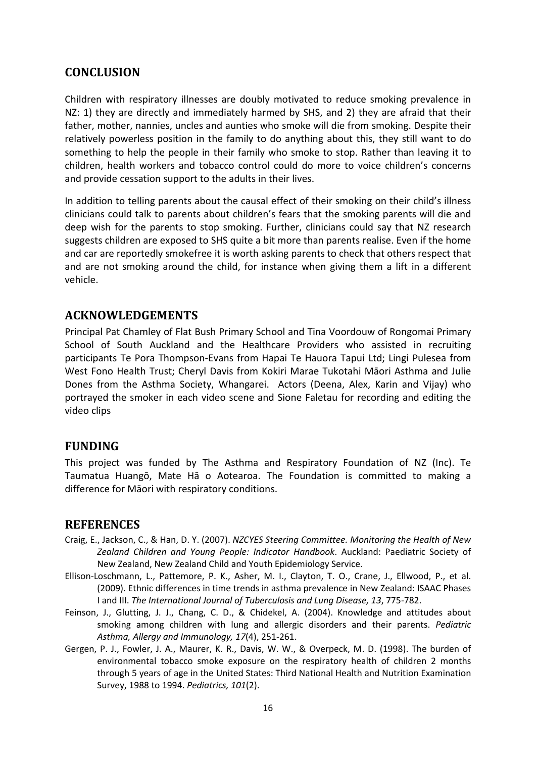## CONCLUSION

Children with respiratory illnesses are doubly motivated to reduce smoking prevalence in NZ: 1) they are directly and immediately harmed by SHS, and 2) they are afraid that their father, mother, nannies, uncles and aunties who smoke will die from smoking. Despite their relatively powerless position in the family to do anything about this, they still want to do something to help the people in their family who smoke to stop. Rather than leaving it to children, health workers and tobacco control could do more to voice children's concerns and provide cessation support to the adults in their lives.

In addition to telling parents about the causal effect of their smoking on their child's illness clinicians could talk to parents about children's fears that the smoking parents will die and deep wish for the parents to stop smoking. Further, clinicians could say that NZ research suggests children are exposed to SHS quite a bit more than parents realise. Even if the home and car are reportedly smokefree it is worth asking parents to check that others respect that and are not smoking around the child, for instance when giving them a lift in a different vehicle.

## ACKNOWLEDGEMENTS

Principal Pat Chamley of Flat Bush Primary School and Tina Voordouw of Rongomai Primary School of South Auckland and the Healthcare Providers who assisted in recruiting participants Te Pora Thompson-Evans from Hapai Te Hauora Tapui Ltd; Lingi Pulesea from West Fono Health Trust; Cheryl Davis from Kokiri Marae Tukotahi Māori Asthma and Julie Dones from the Asthma Society, Whangarei. Actors (Deena, Alex, Karin and Vijay) who portrayed the smoker in each video scene and Sione Faletau for recording and editing the video clips

## FUNDING

This project was funded by The Asthma and Respiratory Foundation of NZ (Inc). Te Taumatua Huangō, Mate Hā o Aotearoa. The Foundation is committed to making a difference for Māori with respiratory conditions.

## REFERENCES

Craig, E., Jackson, C., & Han, D. Y. (2007). *NZCYES Steering Committee. Monitoring the Health of New Zealand Children and Young People: Indicator Handbook*. Auckland: Paediatric Society of New Zealand, New Zealand Child and Youth Epidemiology Service.

Ellison-Loschmann, L., Pattemore, P. K., Asher, M. I., Clayton, T. O., Crane, J., Ellwood, P., et al. (2009). Ethnic differences in time trends in asthma prevalence in New Zealand: ISAAC Phases I and III. *The International Journal of Tuberculosis and Lung Disease, 13*, 775-782.

Feinson, J., Glutting, J. J., Chang, C. D., & Chidekel, A. (2004). Knowledge and attitudes about smoking among children with lung and allergic disorders and their parents. *Pediatric Asthma, Allergy and Immunology, 17*(4), 251-261.

Gergen, P. J., Fowler, J. A., Maurer, K. R., Davis, W. W., & Overpeck, M. D. (1998). The burden of environmental tobacco smoke exposure on the respiratory health of children 2 months through 5 years of age in the United States: Third National Health and Nutrition Examination Survey, 1988 to 1994. *Pediatrics, 101*(2).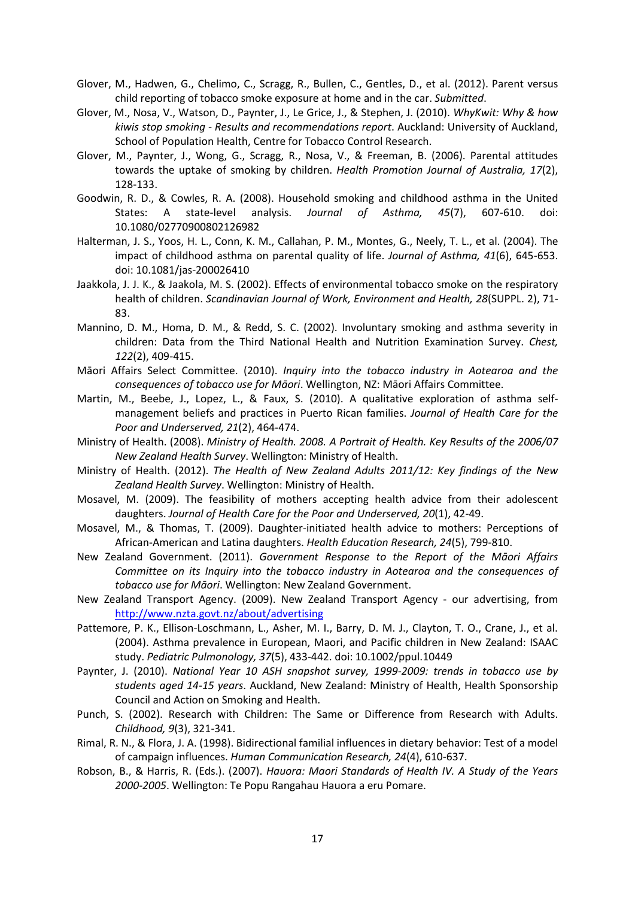Glover, M., Hadwen, G., Chelimo, C., Scragg, R., Bullen, C., Gentles, D., et al. (2012). Parent versus child reporting of tobacco smoke exposure at home and in the car. *Submitted*.

Glover, M., Nosa, V., Watson, D., Paynter, J., Le Grice, J., & Stephen, J. (2010). *WhyKwit: Why & how kiwis stop smoking - Results and recommendations report*. Auckland: University of Auckland, School of Population Health, Centre for Tobacco Control Research.

Glover, M., Paynter, J., Wong, G., Scragg, R., Nosa, V., & Freeman, B. (2006). Parental attitudes towards the uptake of smoking by children. *Health Promotion Journal of Australia, 17*(2), 128-133.

Goodwin, R. D., & Cowles, R. A. (2008). Household smoking and childhood asthma in the United States: A state-level analysis. *Journal of Asthma, 45*(7), 607-610. doi: 10.1080/02770900802126982

Halterman, J. S., Yoos, H. L., Conn, K. M., Callahan, P. M., Montes, G., Neely, T. L., et al. (2004). The impact of childhood asthma on parental quality of life. *Journal of Asthma, 41*(6), 645-653. doi: 10.1081/jas-200026410

Jaakkola, J. J. K., & Jaakola, M. S. (2002). Effects of environmental tobacco smoke on the respiratory health of children. *Scandinavian Journal of Work, Environment and Health, 28*(SUPPL. 2), 71-83.

Mannino, D. M., Homa, D. M., & Redd, S. C. (2002). Involuntary smoking and asthma severity in children: Data from the Third National Health and Nutrition Examination Survey. *Chest, 122*(2), 409-415.

Māori Affairs Select Committee. (2010). *Inquiry into the tobacco industry in Aotearoa and the consequences of tobacco use for Māori*. Wellington, NZ: Māori Affairs Committee.

Martin, M., Beebe, J., Lopez, L., & Faux, S. (2010). A qualitative exploration of asthma self-management beliefs and practices in Puerto Rican families. *Journal of Health Care for the Poor and Underserved, 21*(2), 464-474.

Ministry of Health. (2008). *Ministry of Health. 2008. A Portrait of Health. Key Results of the 2006/07 New Zealand Health Survey*. Wellington: Ministry of Health.

Ministry of Health. (2012). *The Health of New Zealand Adults 2011/12: Key findings of the New Zealand Health Survey*. Wellington: Ministry of Health.

Mosavel, M. (2009). The feasibility of mothers accepting health advice from their adolescent daughters. *Journal of Health Care for the Poor and Underserved, 20*(1), 42-49.

Mosavel, M., & Thomas, T. (2009). Daughter-initiated health advice to mothers: Perceptions of African-American and Latina daughters. *Health Education Research, 24*(5), 799-810.

New Zealand Government. (2011). *Government Response to the Report of the Māori Affairs Committee on its Inquiry into the tobacco industry in Aotearoa and the consequences of tobacco use for Māori*. Wellington: New Zealand Government.

New Zealand Transport Agency. (2009). New Zealand Transport Agency - our advertising, from http://www.nzta.govt.nz/about/advertising

Pattemore, P. K., Ellison-Loschmann, L., Asher, M. I., Barry, D. M. J., Clayton, T. O., Crane, J., et al. (2004). Asthma prevalence in European, Maori, and Pacific children in New Zealand: ISAAC study. *Pediatric Pulmonology, 37*(5), 433-442. doi: 10.1002/ppul.10449

Paynter, J. (2010). *National Year 10 ASH snapshot survey, 1999-2009: trends in tobacco use by students aged 14-15 years*. Auckland, New Zealand: Ministry of Health, Health Sponsorship Council and Action on Smoking and Health.

Punch, S. (2002). Research with Children: The Same or Difference from Research with Adults. *Childhood, 9*(3), 321-341.

Rimal, R. N., & Flora, J. A. (1998). Bidirectional familial influences in dietary behavior: Test of a model of campaign influences. *Human Communication Research, 24*(4), 610-637.

Robson, B., & Harris, R. (Eds.). (2007). *Hauora: Maori Standards of Health IV. A Study of the Years 2000-2005*. Wellington: Te Popu Rangahau Hauora a eru Pomare.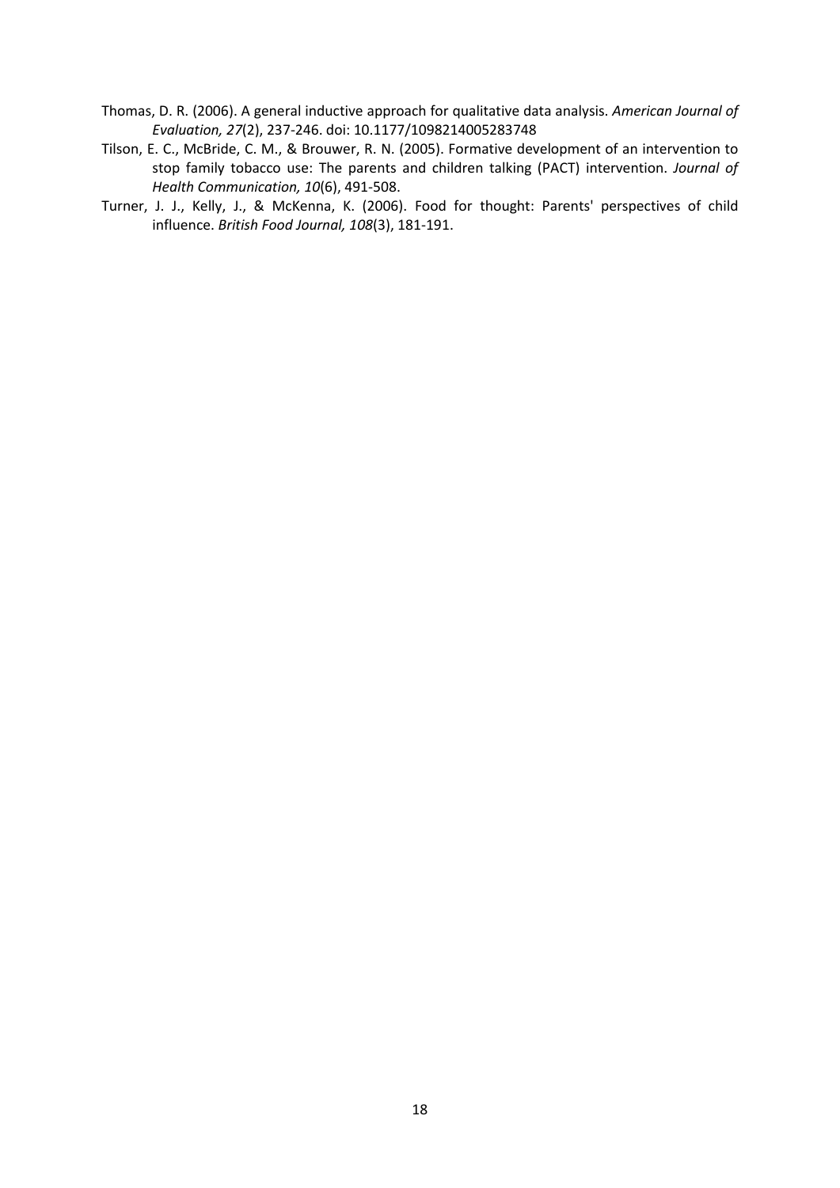Thomas, D. R. (2006). A general inductive approach for qualitative data analysis. *American Journal of Evaluation, 27*(2), 237-246. doi: 10.1177/1098214005283748

Tilson, E. C., McBride, C. M., & Brouwer, R. N. (2005). Formative development of an intervention to stop family tobacco use: The parents and children talking (PACT) intervention. *Journal of Health Communication, 10*(6), 491-508.

Turner, J. J., Kelly, J., & McKenna, K. (2006). Food for thought: Parents' perspectives of child influence. *British Food Journal, 108*(3), 181-191.